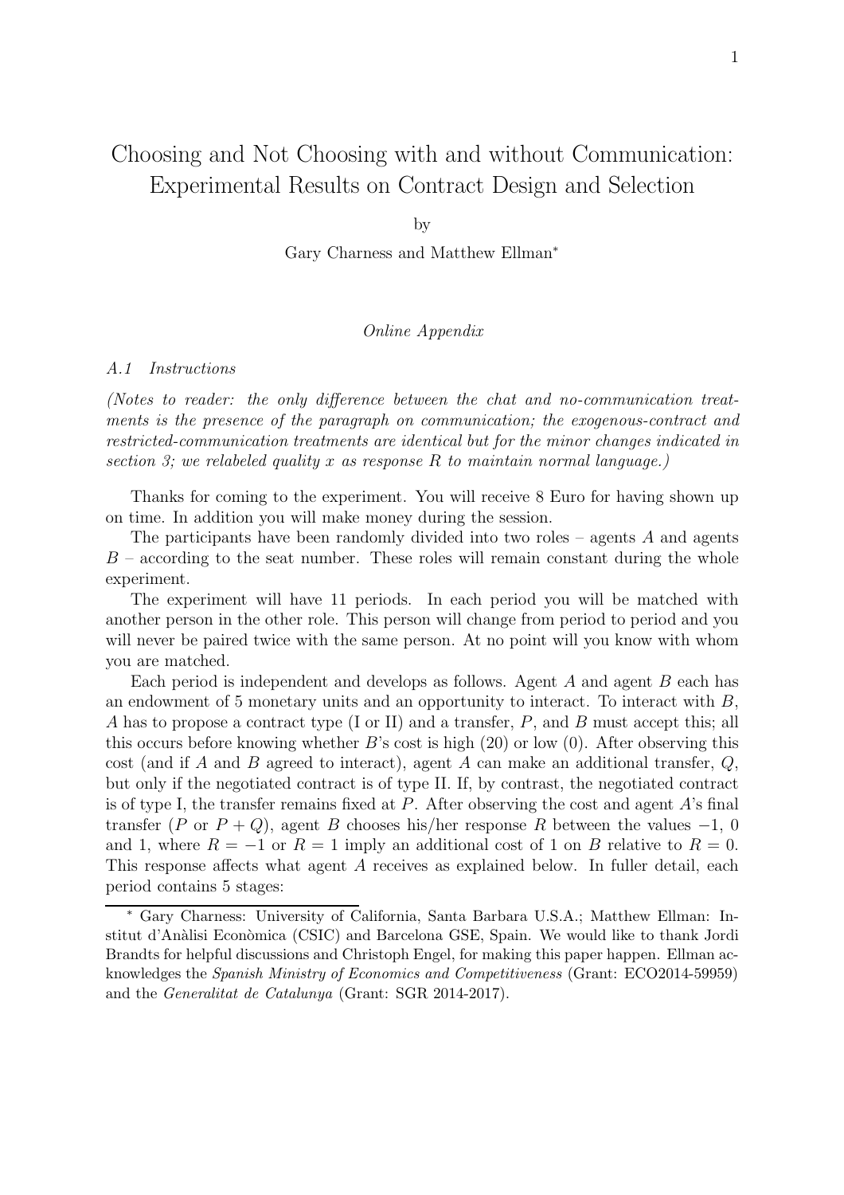# Choosing and Not Choosing with and without Communication: Experimental Results on Contract Design and Selection

by

Gary Charness and Matthew Ellman*

*Online Appendix*

### *A.1 Instructions*

*(Notes to reader: the only difference between the chat and no-communication treatments is the presence of the paragraph on communication; the exogenous-contract and restricted-communication treatments are identical but for the minor changes indicated in section 3; we relabeled quality $x$ as response $R$ to maintain normal language.)*

Thanks for coming to the experiment. You will receive 8 Euro for having shown up on time. In addition you will make money during the session.

The participants have been randomly divided into two roles – agents $A$ and agents $B$ – according to the seat number. These roles will remain constant during the whole experiment.

The experiment will have 11 periods. In each period you will be matched with another person in the other role. This person will change from period to period and you will never be paired twice with the same person. At no point will you know with whom you are matched.

Each period is independent and develops as follows. Agent $A$ and agent $B$ each has an endowment of 5 monetary units and an opportunity to interact. To interact with $B$, $A$ has to propose a contract type (I or II) and a transfer, $P$, and $B$ must accept this; all this occurs before knowing whether $B$'s cost is high (20) or low (0). After observing this cost (and if $A$ and $B$ agreed to interact), agent $A$ can make an additional transfer, $Q$, but only if the negotiated contract is of type II. If, by contrast, the negotiated contract is of type I, the transfer remains fixed at $P$. After observing the cost and agent $A$'s final transfer ($P$ or $P + Q$), agent $B$ chooses his/her response $R$ between the values $-1$, 0 and 1, where $R = -1$ or $R = 1$ imply an additional cost of 1 on $B$ relative to $R = 0$. This response affects what agent $A$ receives as explained below. In fuller detail, each period contains 5 stages:

---

* Gary Charness: University of California, Santa Barbara U.S.A.; Matthew Ellman: Institut d'Anàlisi Econòmica (CSIC) and Barcelona GSE, Spain. We would like to thank Jordi Brandts for helpful discussions and Christoph Engel, for making this paper happen. Ellman acknowledges the *Spanish Ministry of Economics and Competitiveness* (Grant: ECO2014-59959) and the *Generalitat de Catalunya* (Grant: SGR 2014-2017).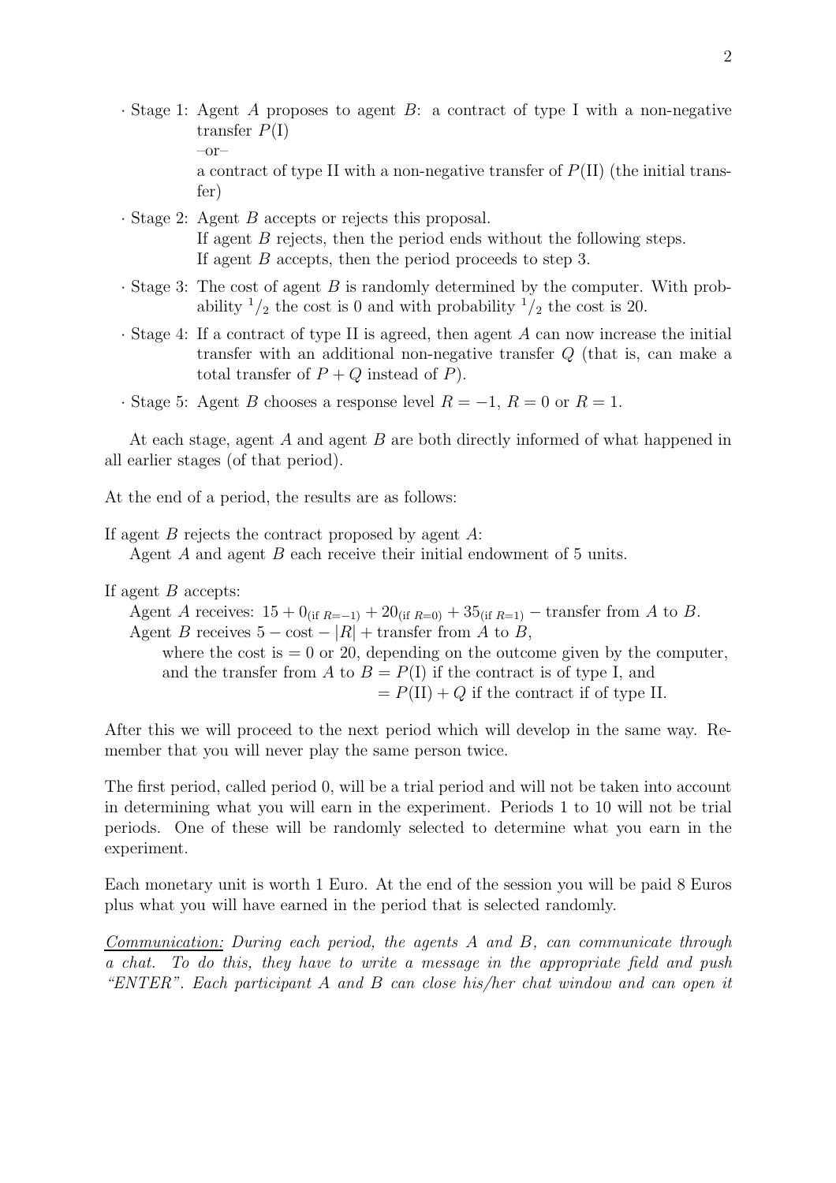- Stage 1: Agent $A$ proposes to agent $B$: a contract of type I with a non-negative transfer $P(\text{I})$

  –or–

  a contract of type II with a non-negative transfer of $P(\text{II})$ (the initial transfer)
- Stage 2: Agent $B$ accepts or rejects this proposal.
  If agent $B$ rejects, then the period ends without the following steps.
  If agent $B$ accepts, then the period proceeds to step 3.
- Stage 3: The cost of agent $B$ is randomly determined by the computer. With probability $^1/_2$ the cost is 0 and with probability $^1/_2$ the cost is 20.
- Stage 4: If a contract of type II is agreed, then agent $A$ can now increase the initial transfer with an additional non-negative transfer $Q$ (that is, can make a total transfer of $P + Q$ instead of $P$).
- Stage 5: Agent $B$ chooses a response level $R = -1$, $R = 0$ or $R = 1$.

At each stage, agent $A$ and agent $B$ are both directly informed of what happened in all earlier stages (of that period).

At the end of a period, the results are as follows:

If agent $B$ rejects the contract proposed by agent $A$:
Agent $A$ and agent $B$ each receive their initial endowment of 5 units.

If agent $B$ accepts:
Agent $A$ receives: $15 + 0_{(\text{if } R=-1)} + 20_{(\text{if } R=0)} + 35_{(\text{if } R=1)} -$ transfer from $A$ to $B$.
Agent $B$ receives $5 -$ cost $- |R| +$ transfer from $A$ to $B$,
where the cost is $= 0$ or $20$, depending on the outcome given by the computer, and the transfer from $A$ to $B = P(\text{I})$ if the contract is of type I, and $= P(\text{II}) + Q$ if the contract if of type II.

After this we will proceed to the next period which will develop in the same way. Remember that you will never play the same person twice.

The first period, called period 0, will be a trial period and will not be taken into account in determining what you will earn in the experiment. Periods 1 to 10 will not be trial periods. One of these will be randomly selected to determine what you earn in the experiment.

Each monetary unit is worth 1 Euro. At the end of the session you will be paid 8 Euros plus what you will have earned in the period that is selected randomly.

*<u>Communication:</u> During each period, the agents A and B, can communicate through a chat. To do this, they have to write a message in the appropriate field and push "ENTER". Each participant A and B can close his/her chat window and can open it*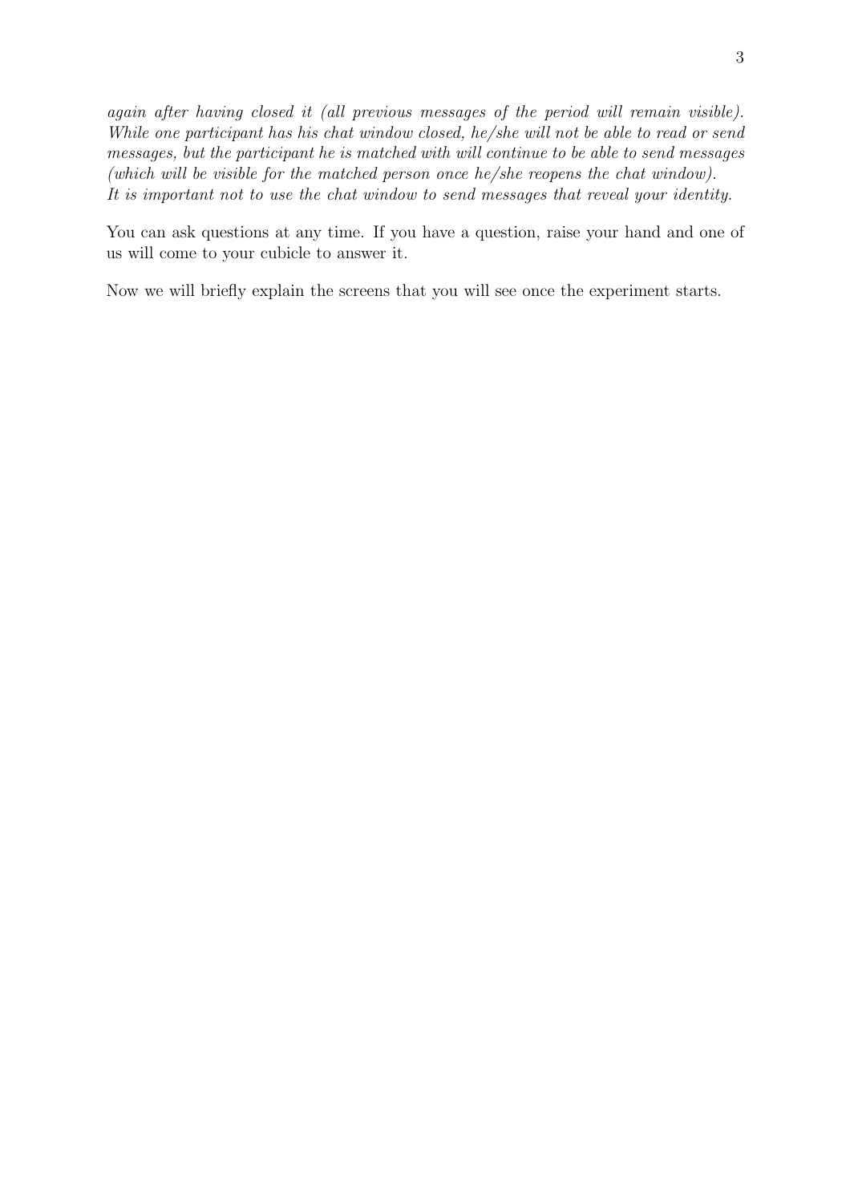*again after having closed it (all previous messages of the period will remain visible). While one participant has his chat window closed, he/she will not be able to read or send messages, but the participant he is matched with will continue to be able to send messages (which will be visible for the matched person once he/she reopens the chat window).*
*It is important not to use the chat window to send messages that reveal your identity.*

You can ask questions at any time. If you have a question, raise your hand and one of us will come to your cubicle to answer it.

Now we will briefly explain the screens that you will see once the experiment starts.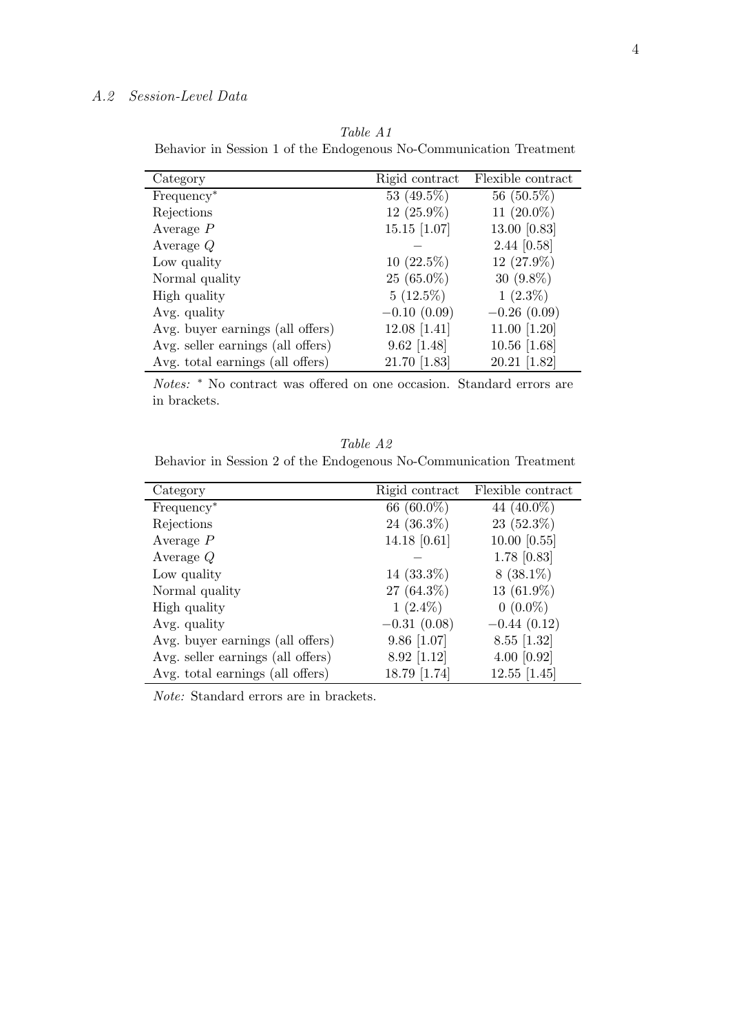### *A.2 Session-Level Data*

*Table A1*

Behavior in Session 1 of the Endogenous No-Communication Treatment

| Category | Rigid contract | Flexible contract |
| --- | --- | --- |
| Frequency* | 53 (49.5%) | 56 (50.5%) |
| Rejections | 12 (25.9%) | 11 (20.0%) |
| Average $P$ | 15.15 [1.07] | 13.00 [0.83] |
| Average $Q$ | – | 2.44 [0.58] |
| Low quality | 10 (22.5%) | 12 (27.9%) |
| Normal quality | 25 (65.0%) | 30 (9.8%) |
| High quality | 5 (12.5%) | 1 (2.3%) |
| Avg. quality | −0.10 (0.09) | −0.26 (0.09) |
| Avg. buyer earnings (all offers) | 12.08 [1.41] | 11.00 [1.20] |
| Avg. seller earnings (all offers) | 9.62 [1.48] | 10.56 [1.68] |
| Avg. total earnings (all offers) | 21.70 [1.83] | 20.21 [1.82] |

*Notes:* * No contract was offered on one occasion. Standard errors are in brackets.

*Table A2*

Behavior in Session 2 of the Endogenous No-Communication Treatment

| Category | Rigid contract | Flexible contract |
| --- | --- | --- |
| Frequency* | 66 (60.0%) | 44 (40.0%) |
| Rejections | 24 (36.3%) | 23 (52.3%) |
| Average $P$ | 14.18 [0.61] | 10.00 [0.55] |
| Average $Q$ | – | 1.78 [0.83] |
| Low quality | 14 (33.3%) | 8 (38.1%) |
| Normal quality | 27 (64.3%) | 13 (61.9%) |
| High quality | 1 (2.4%) | 0 (0.0%) |
| Avg. quality | −0.31 (0.08) | −0.44 (0.12) |
| Avg. buyer earnings (all offers) | 9.86 [1.07] | 8.55 [1.32] |
| Avg. seller earnings (all offers) | 8.92 [1.12] | 4.00 [0.92] |
| Avg. total earnings (all offers) | 18.79 [1.74] | 12.55 [1.45] |

*Note:* Standard errors are in brackets.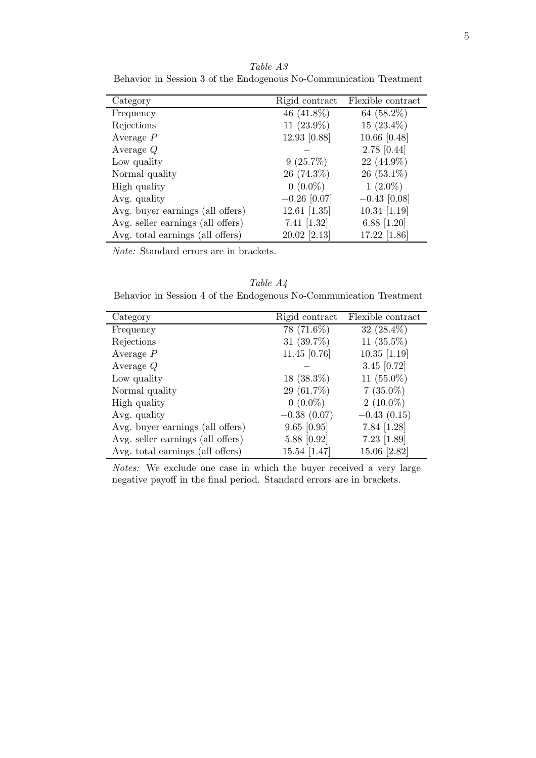*Table A3*

Behavior in Session 3 of the Endogenous No-Communication Treatment

| Category | Rigid contract | Flexible contract |
| --- | --- | --- |
| Frequency | 46 (41.8%) | 64 (58.2%) |
| Rejections | 11 (23.9%) | 15 (23.4%) |
| Average $P$ | 12.93 [0.88] | 10.66 [0.48] |
| Average $Q$ | – | 2.78 [0.44] |
| Low quality | 9 (25.7%) | 22 (44.9%) |
| Normal quality | 26 (74.3%) | 26 (53.1%) |
| High quality | 0 (0.0%) | 1 (2.0%) |
| Avg. quality | −0.26 [0.07] | −0.43 [0.08] |
| Avg. buyer earnings (all offers) | 12.61 [1.35] | 10.34 [1.19] |
| Avg. seller earnings (all offers) | 7.41 [1.32] | 6.88 [1.20] |
| Avg. total earnings (all offers) | 20.02 [2.13] | 17.22 [1.86] |

*Note:* Standard errors are in brackets.

*Table A4*

Behavior in Session 4 of the Endogenous No-Communication Treatment

| Category | Rigid contract | Flexible contract |
| --- | --- | --- |
| Frequency | 78 (71.6%) | 32 (28.4%) |
| Rejections | 31 (39.7%) | 11 (35.5%) |
| Average $P$ | 11.45 [0.76] | 10.35 [1.19] |
| Average $Q$ | – | 3.45 [0.72] |
| Low quality | 18 (38.3%) | 11 (55.0%) |
| Normal quality | 29 (61.7%) | 7 (35.0%) |
| High quality | 0 (0.0%) | 2 (10.0%) |
| Avg. quality | −0.38 (0.07) | −0.43 (0.15) |
| Avg. buyer earnings (all offers) | 9.65 [0.95] | 7.84 [1.28] |
| Avg. seller earnings (all offers) | 5.88 [0.92] | 7.23 [1.89] |
| Avg. total earnings (all offers) | 15.54 [1.47] | 15.06 [2.82] |

*Notes:* We exclude one case in which the buyer received a very large negative payoff in the final period. Standard errors are in brackets.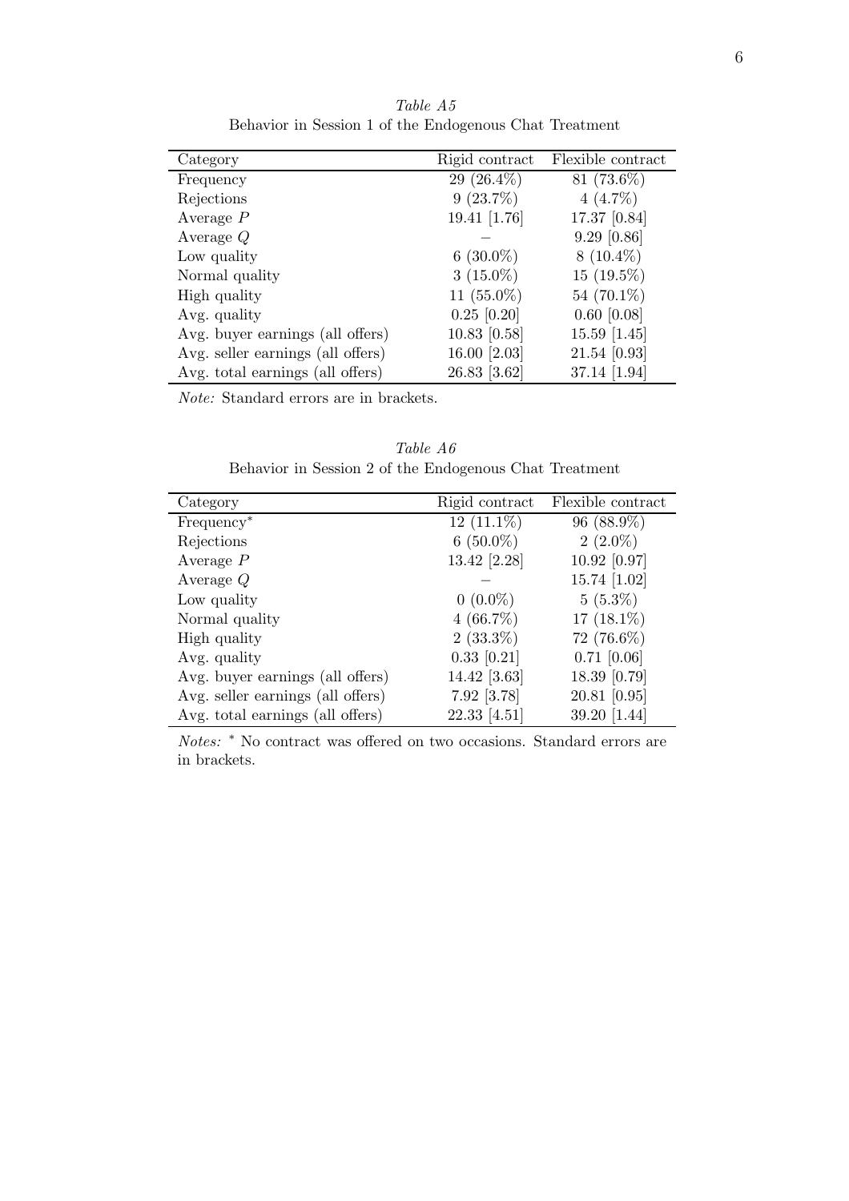*Table A5*

Behavior in Session 1 of the Endogenous Chat Treatment

| Category | Rigid contract | Flexible contract |
|---|---|---|
| Frequency | 29 (26.4%) | 81 (73.6%) |
| Rejections | 9 (23.7%) | 4 (4.7%) |
| Average $P$ | 19.41 [1.76] | 17.37 [0.84] |
| Average $Q$ | – | 9.29 [0.86] |
| Low quality | 6 (30.0%) | 8 (10.4%) |
| Normal quality | 3 (15.0%) | 15 (19.5%) |
| High quality | 11 (55.0%) | 54 (70.1%) |
| Avg. quality | 0.25 [0.20] | 0.60 [0.08] |
| Avg. buyer earnings (all offers) | 10.83 [0.58] | 15.59 [1.45] |
| Avg. seller earnings (all offers) | 16.00 [2.03] | 21.54 [0.93] |
| Avg. total earnings (all offers) | 26.83 [3.62] | 37.14 [1.94] |

*Note:* Standard errors are in brackets.

*Table A6*

Behavior in Session 2 of the Endogenous Chat Treatment

| Category | Rigid contract | Flexible contract |
|---|---|---|
| Frequency* | 12 (11.1%) | 96 (88.9%) |
| Rejections | 6 (50.0%) | 2 (2.0%) |
| Average $P$ | 13.42 [2.28] | 10.92 [0.97] |
| Average $Q$ | – | 15.74 [1.02] |
| Low quality | 0 (0.0%) | 5 (5.3%) |
| Normal quality | 4 (66.7%) | 17 (18.1%) |
| High quality | 2 (33.3%) | 72 (76.6%) |
| Avg. quality | 0.33 [0.21] | 0.71 [0.06] |
| Avg. buyer earnings (all offers) | 14.42 [3.63] | 18.39 [0.79] |
| Avg. seller earnings (all offers) | 7.92 [3.78] | 20.81 [0.95] |
| Avg. total earnings (all offers) | 22.33 [4.51] | 39.20 [1.44] |

*Notes:* * No contract was offered on two occasions. Standard errors are in brackets.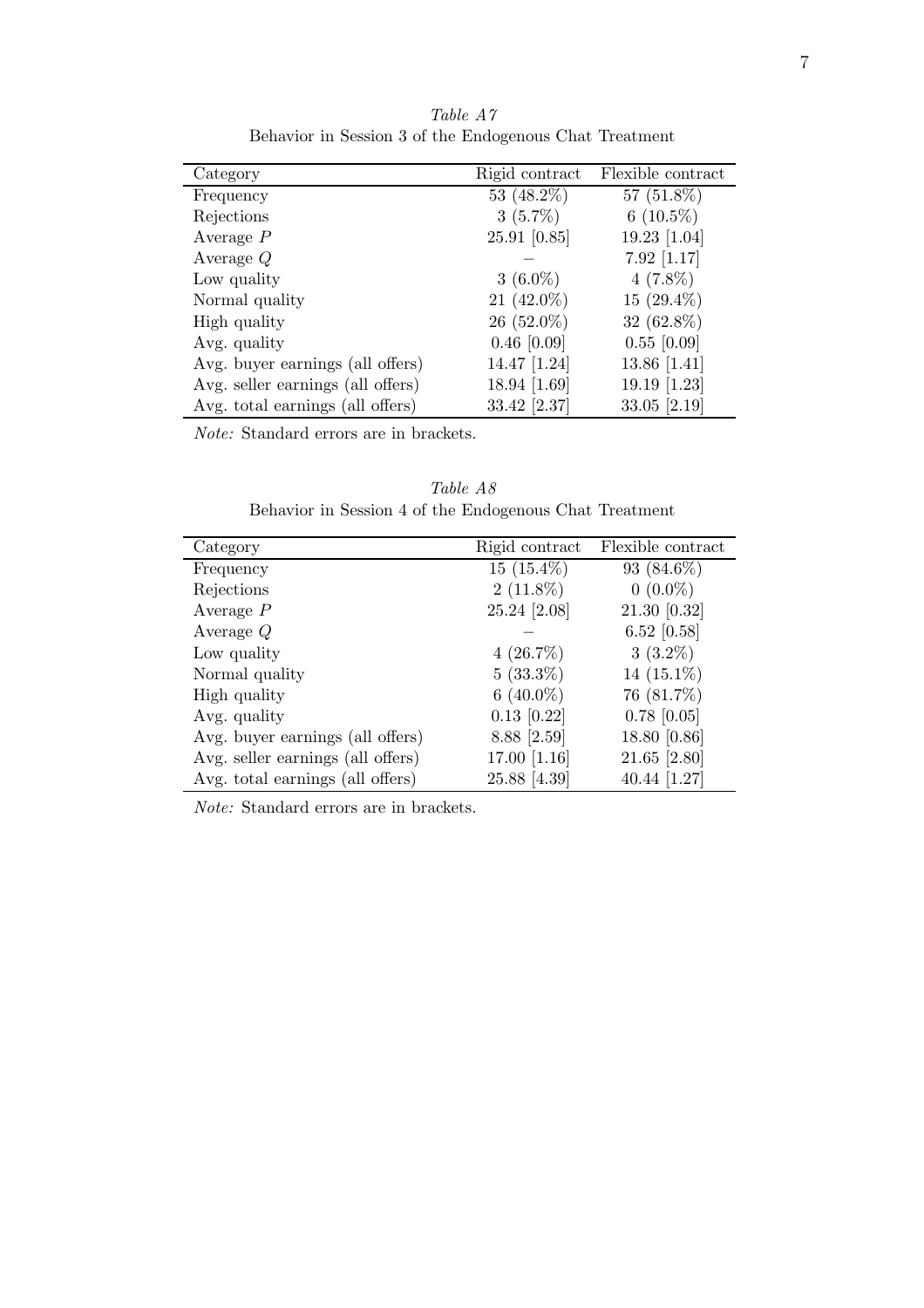*Table A7*

Behavior in Session 3 of the Endogenous Chat Treatment

| Category | Rigid contract | Flexible contract |
|---|---|---|
| Frequency | 53 (48.2%) | 57 (51.8%) |
| Rejections | 3 (5.7%) | 6 (10.5%) |
| Average $P$ | 25.91 [0.85] | 19.23 [1.04] |
| Average $Q$ | – | 7.92 [1.17] |
| Low quality | 3 (6.0%) | 4 (7.8%) |
| Normal quality | 21 (42.0%) | 15 (29.4%) |
| High quality | 26 (52.0%) | 32 (62.8%) |
| Avg. quality | 0.46 [0.09] | 0.55 [0.09] |
| Avg. buyer earnings (all offers) | 14.47 [1.24] | 13.86 [1.41] |
| Avg. seller earnings (all offers) | 18.94 [1.69] | 19.19 [1.23] |
| Avg. total earnings (all offers) | 33.42 [2.37] | 33.05 [2.19] |

*Note:* Standard errors are in brackets.

*Table A8*

Behavior in Session 4 of the Endogenous Chat Treatment

| Category | Rigid contract | Flexible contract |
|---|---|---|
| Frequency | 15 (15.4%) | 93 (84.6%) |
| Rejections | 2 (11.8%) | 0 (0.0%) |
| Average $P$ | 25.24 [2.08] | 21.30 [0.32] |
| Average $Q$ | – | 6.52 [0.58] |
| Low quality | 4 (26.7%) | 3 (3.2%) |
| Normal quality | 5 (33.3%) | 14 (15.1%) |
| High quality | 6 (40.0%) | 76 (81.7%) |
| Avg. quality | 0.13 [0.22] | 0.78 [0.05] |
| Avg. buyer earnings (all offers) | 8.88 [2.59] | 18.80 [0.86] |
| Avg. seller earnings (all offers) | 17.00 [1.16] | 21.65 [2.80] |
| Avg. total earnings (all offers) | 25.88 [4.39] | 40.44 [1.27] |

*Note:* Standard errors are in brackets.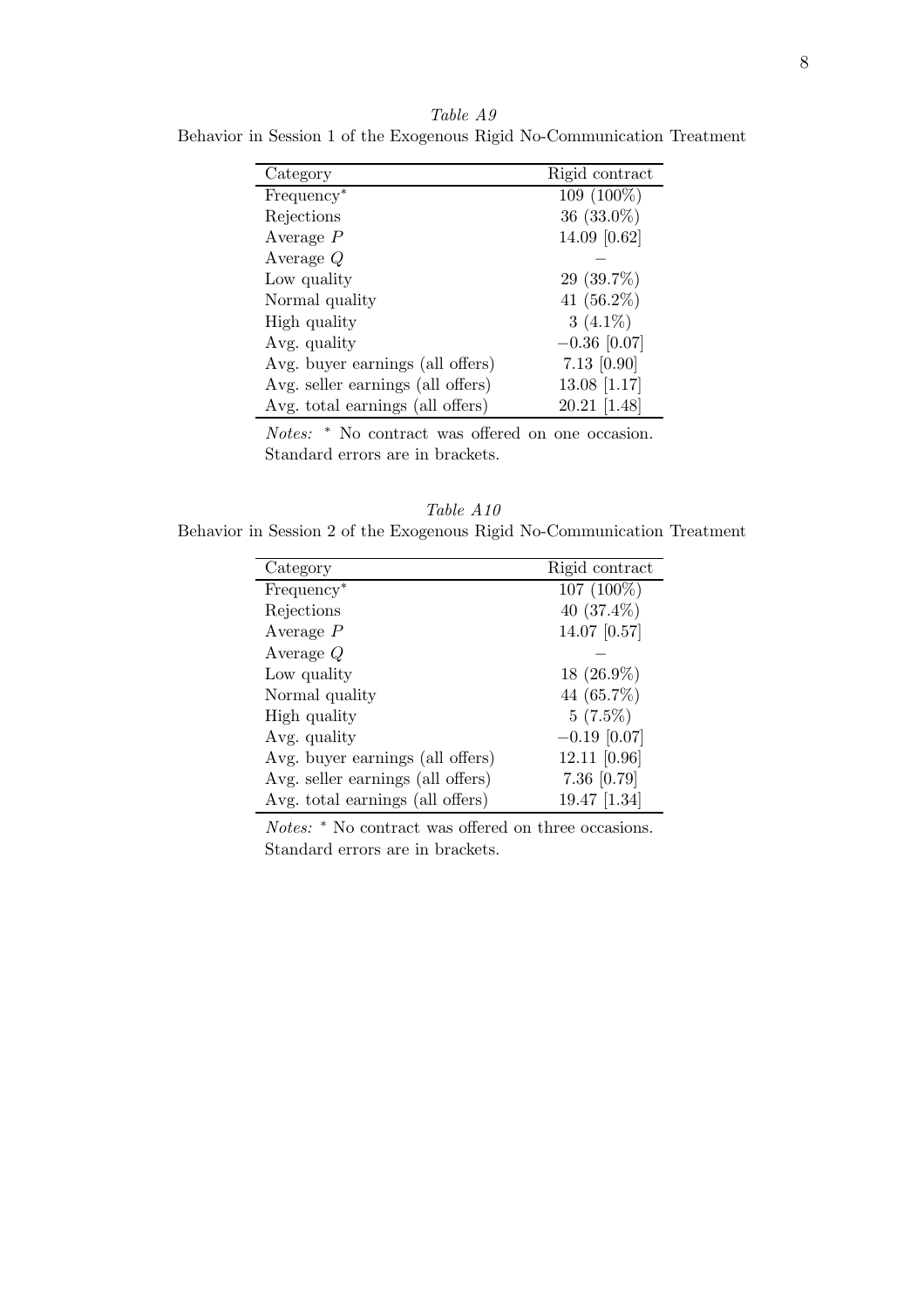*Table A9*

Behavior in Session 1 of the Exogenous Rigid No-Communication Treatment

| Category | Rigid contract |
|---|---|
| Frequency* | 109 (100%) |
| Rejections | 36 (33.0%) |
| Average $P$ | 14.09 [0.62] |
| Average $Q$ | – |
| Low quality | 29 (39.7%) |
| Normal quality | 41 (56.2%) |
| High quality | 3 (4.1%) |
| Avg. quality | −0.36 [0.07] |
| Avg. buyer earnings (all offers) | 7.13 [0.90] |
| Avg. seller earnings (all offers) | 13.08 [1.17] |
| Avg. total earnings (all offers) | 20.21 [1.48] |

*Notes:* * No contract was offered on one occasion. Standard errors are in brackets.

*Table A10*

Behavior in Session 2 of the Exogenous Rigid No-Communication Treatment

| Category | Rigid contract |
|---|---|
| Frequency* | 107 (100%) |
| Rejections | 40 (37.4%) |
| Average $P$ | 14.07 [0.57] |
| Average $Q$ | – |
| Low quality | 18 (26.9%) |
| Normal quality | 44 (65.7%) |
| High quality | 5 (7.5%) |
| Avg. quality | −0.19 [0.07] |
| Avg. buyer earnings (all offers) | 12.11 [0.96] |
| Avg. seller earnings (all offers) | 7.36 [0.79] |
| Avg. total earnings (all offers) | 19.47 [1.34] |

*Notes:* * No contract was offered on three occasions. Standard errors are in brackets.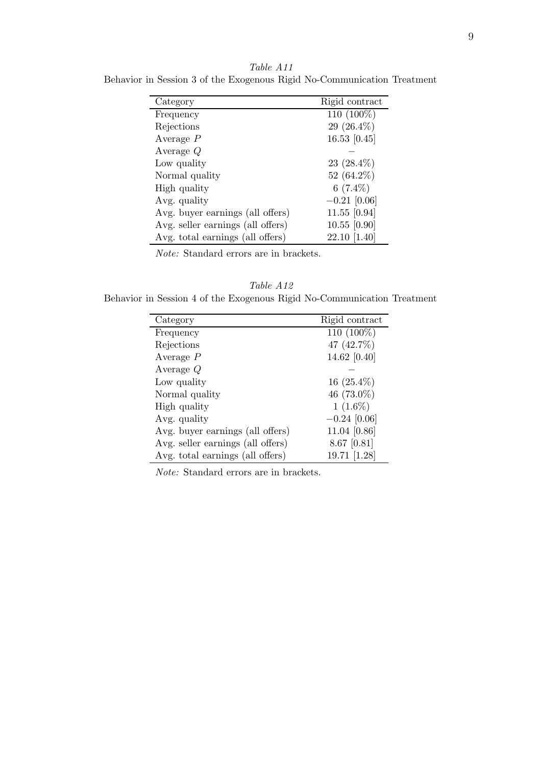*Table A11*

Behavior in Session 3 of the Exogenous Rigid No-Communication Treatment

| Category | Rigid contract |
|---|---|
| Frequency | 110 (100%) |
| Rejections | 29 (26.4%) |
| Average $P$ | 16.53 [0.45] |
| Average $Q$ | – |
| Low quality | 23 (28.4%) |
| Normal quality | 52 (64.2%) |
| High quality | 6 (7.4%) |
| Avg. quality | −0.21 [0.06] |
| Avg. buyer earnings (all offers) | 11.55 [0.94] |
| Avg. seller earnings (all offers) | 10.55 [0.90] |
| Avg. total earnings (all offers) | 22.10 [1.40] |

*Note:* Standard errors are in brackets.

*Table A12*

Behavior in Session 4 of the Exogenous Rigid No-Communication Treatment

| Category | Rigid contract |
|---|---|
| Frequency | 110 (100%) |
| Rejections | 47 (42.7%) |
| Average $P$ | 14.62 [0.40] |
| Average $Q$ | – |
| Low quality | 16 (25.4%) |
| Normal quality | 46 (73.0%) |
| High quality | 1 (1.6%) |
| Avg. quality | −0.24 [0.06] |
| Avg. buyer earnings (all offers) | 11.04 [0.86] |
| Avg. seller earnings (all offers) | 8.67 [0.81] |
| Avg. total earnings (all offers) | 19.71 [1.28] |

*Note:* Standard errors are in brackets.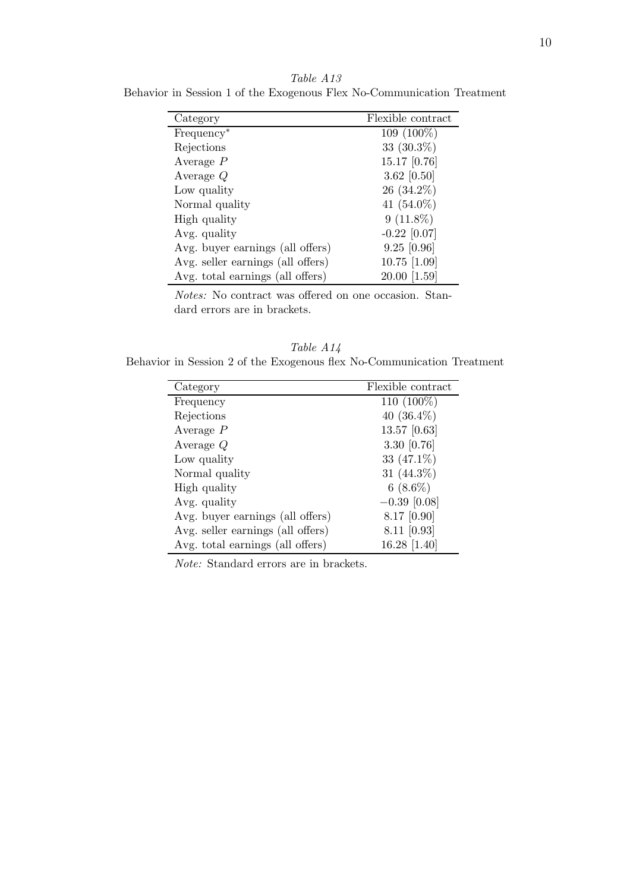*Table A13*

Behavior in Session 1 of the Exogenous Flex No-Communication Treatment

| Category | Flexible contract |
|---|---|
| Frequency* | 109 (100%) |
| Rejections | 33 (30.3%) |
| Average $P$ | 15.17 [0.76] |
| Average $Q$ | 3.62 [0.50] |
| Low quality | 26 (34.2%) |
| Normal quality | 41 (54.0%) |
| High quality | 9 (11.8%) |
| Avg. quality | -0.22 [0.07] |
| Avg. buyer earnings (all offers) | 9.25 [0.96] |
| Avg. seller earnings (all offers) | 10.75 [1.09] |
| Avg. total earnings (all offers) | 20.00 [1.59] |

*Notes:* No contract was offered on one occasion. Standard errors are in brackets.

*Table A14*

Behavior in Session 2 of the Exogenous flex No-Communication Treatment

| Category | Flexible contract |
|---|---|
| Frequency | 110 (100%) |
| Rejections | 40 (36.4%) |
| Average $P$ | 13.57 [0.63] |
| Average $Q$ | 3.30 [0.76] |
| Low quality | 33 (47.1%) |
| Normal quality | 31 (44.3%) |
| High quality | 6 (8.6%) |
| Avg. quality | −0.39 [0.08] |
| Avg. buyer earnings (all offers) | 8.17 [0.90] |
| Avg. seller earnings (all offers) | 8.11 [0.93] |
| Avg. total earnings (all offers) | 16.28 [1.40] |

*Note:* Standard errors are in brackets.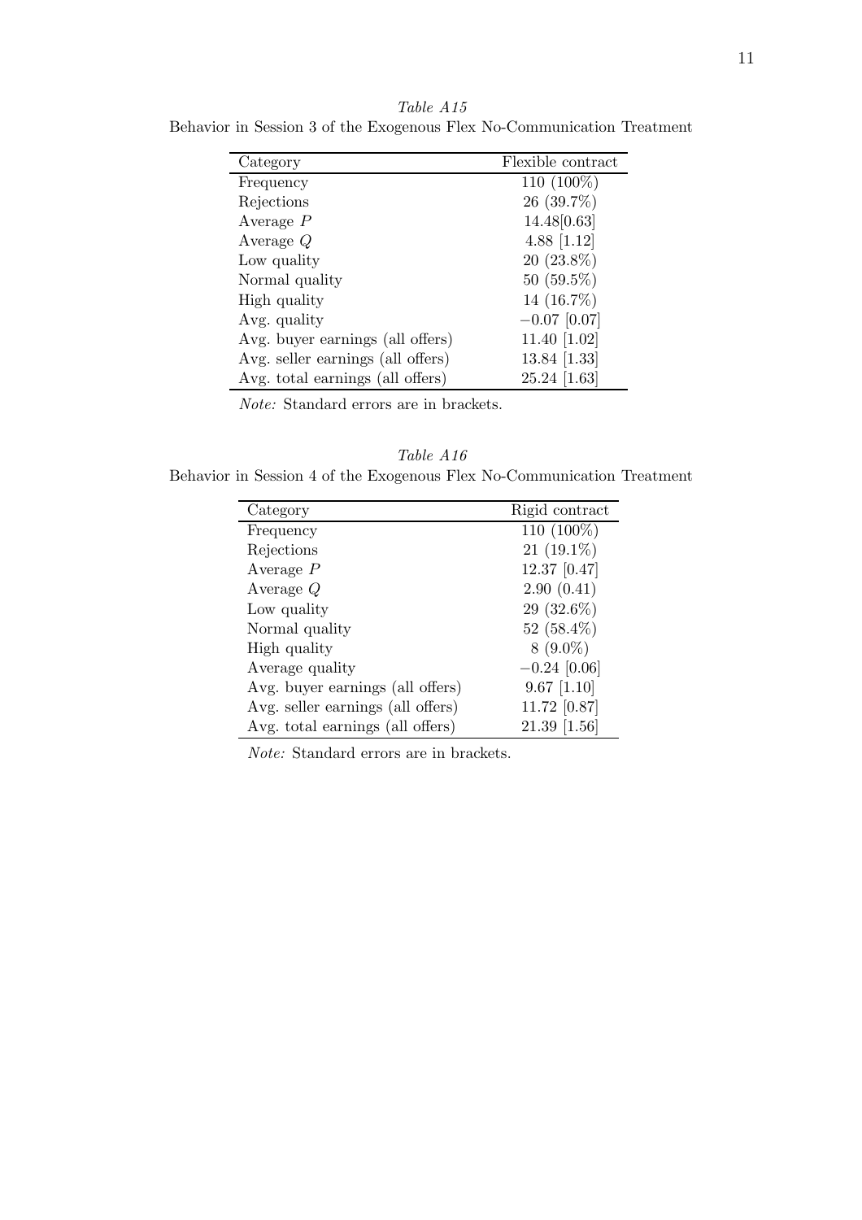*Table A15*

Behavior in Session 3 of the Exogenous Flex No-Communication Treatment

| Category | Flexible contract |
|---|---|
| Frequency | 110 (100%) |
| Rejections | 26 (39.7%) |
| Average $P$ | 14.48[0.63] |
| Average $Q$ | 4.88 [1.12] |
| Low quality | 20 (23.8%) |
| Normal quality | 50 (59.5%) |
| High quality | 14 (16.7%) |
| Avg. quality | $-0.07$ [0.07] |
| Avg. buyer earnings (all offers) | 11.40 [1.02] |
| Avg. seller earnings (all offers) | 13.84 [1.33] |
| Avg. total earnings (all offers) | 25.24 [1.63] |

*Note:* Standard errors are in brackets.

*Table A16*

Behavior in Session 4 of the Exogenous Flex No-Communication Treatment

| Category | Rigid contract |
|---|---|
| Frequency | 110 (100%) |
| Rejections | 21 (19.1%) |
| Average $P$ | 12.37 [0.47] |
| Average $Q$ | 2.90 (0.41) |
| Low quality | 29 (32.6%) |
| Normal quality | 52 (58.4%) |
| High quality | 8 (9.0%) |
| Average quality | $-0.24$ [0.06] |
| Avg. buyer earnings (all offers) | 9.67 [1.10] |
| Avg. seller earnings (all offers) | 11.72 [0.87] |
| Avg. total earnings (all offers) | 21.39 [1.56] |

*Note:* Standard errors are in brackets.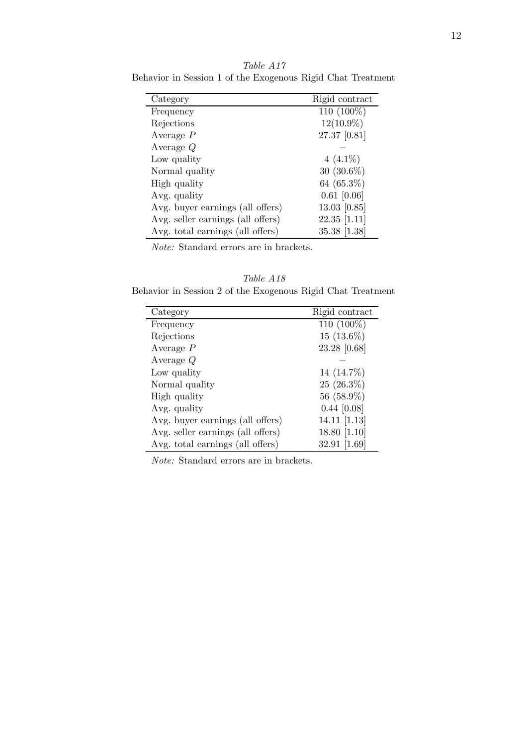*Table A17*

Behavior in Session 1 of the Exogenous Rigid Chat Treatment

| Category | Rigid contract |
|---|---|
| Frequency | 110 (100%) |
| Rejections | 12(10.9%) |
| Average $P$ | 27.37 [0.81] |
| Average $Q$ | – |
| Low quality | 4 (4.1%) |
| Normal quality | 30 (30.6%) |
| High quality | 64 (65.3%) |
| Avg. quality | 0.61 [0.06] |
| Avg. buyer earnings (all offers) | 13.03 [0.85] |
| Avg. seller earnings (all offers) | 22.35 [1.11] |
| Avg. total earnings (all offers) | 35.38 [1.38] |

*Note:* Standard errors are in brackets.

*Table A18*

Behavior in Session 2 of the Exogenous Rigid Chat Treatment

| Category | Rigid contract |
|---|---|
| Frequency | 110 (100%) |
| Rejections | 15 (13.6%) |
| Average $P$ | 23.28 [0.68] |
| Average $Q$ | – |
| Low quality | 14 (14.7%) |
| Normal quality | 25 (26.3%) |
| High quality | 56 (58.9%) |
| Avg. quality | 0.44 [0.08] |
| Avg. buyer earnings (all offers) | 14.11 [1.13] |
| Avg. seller earnings (all offers) | 18.80 [1.10] |
| Avg. total earnings (all offers) | 32.91 [1.69] |

*Note:* Standard errors are in brackets.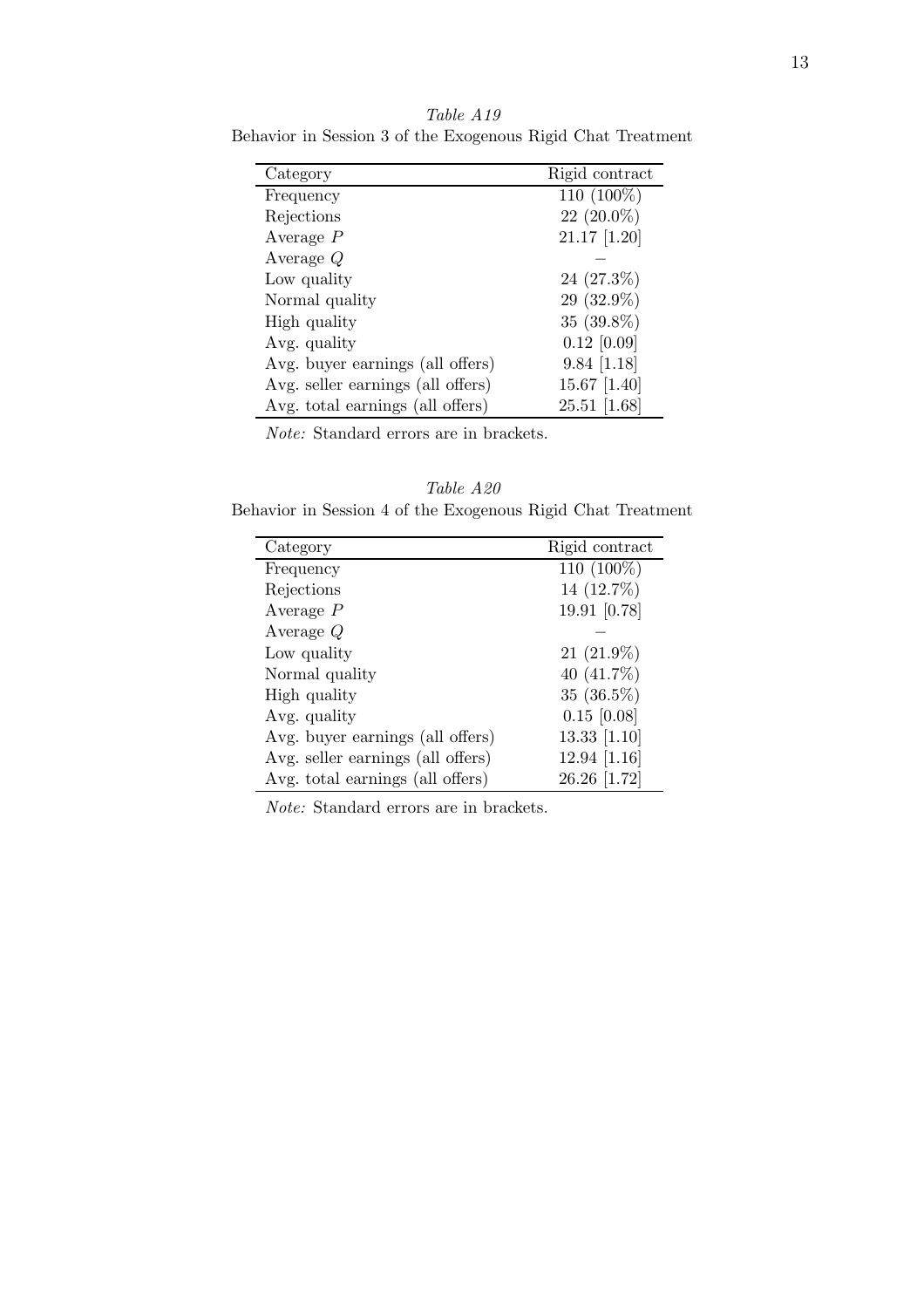*Table A19*

Behavior in Session 3 of the Exogenous Rigid Chat Treatment

| Category | Rigid contract |
|---|---|
| Frequency | 110 (100%) |
| Rejections | 22 (20.0%) |
| Average $P$ | 21.17 [1.20] |
| Average $Q$ | – |
| Low quality | 24 (27.3%) |
| Normal quality | 29 (32.9%) |
| High quality | 35 (39.8%) |
| Avg. quality | 0.12 [0.09] |
| Avg. buyer earnings (all offers) | 9.84 [1.18] |
| Avg. seller earnings (all offers) | 15.67 [1.40] |
| Avg. total earnings (all offers) | 25.51 [1.68] |

*Note:* Standard errors are in brackets.

*Table A20*

Behavior in Session 4 of the Exogenous Rigid Chat Treatment

| Category | Rigid contract |
|---|---|
| Frequency | 110 (100%) |
| Rejections | 14 (12.7%) |
| Average $P$ | 19.91 [0.78] |
| Average $Q$ | – |
| Low quality | 21 (21.9%) |
| Normal quality | 40 (41.7%) |
| High quality | 35 (36.5%) |
| Avg. quality | 0.15 [0.08] |
| Avg. buyer earnings (all offers) | 13.33 [1.10] |
| Avg. seller earnings (all offers) | 12.94 [1.16] |
| Avg. total earnings (all offers) | 26.26 [1.72] |

*Note:* Standard errors are in brackets.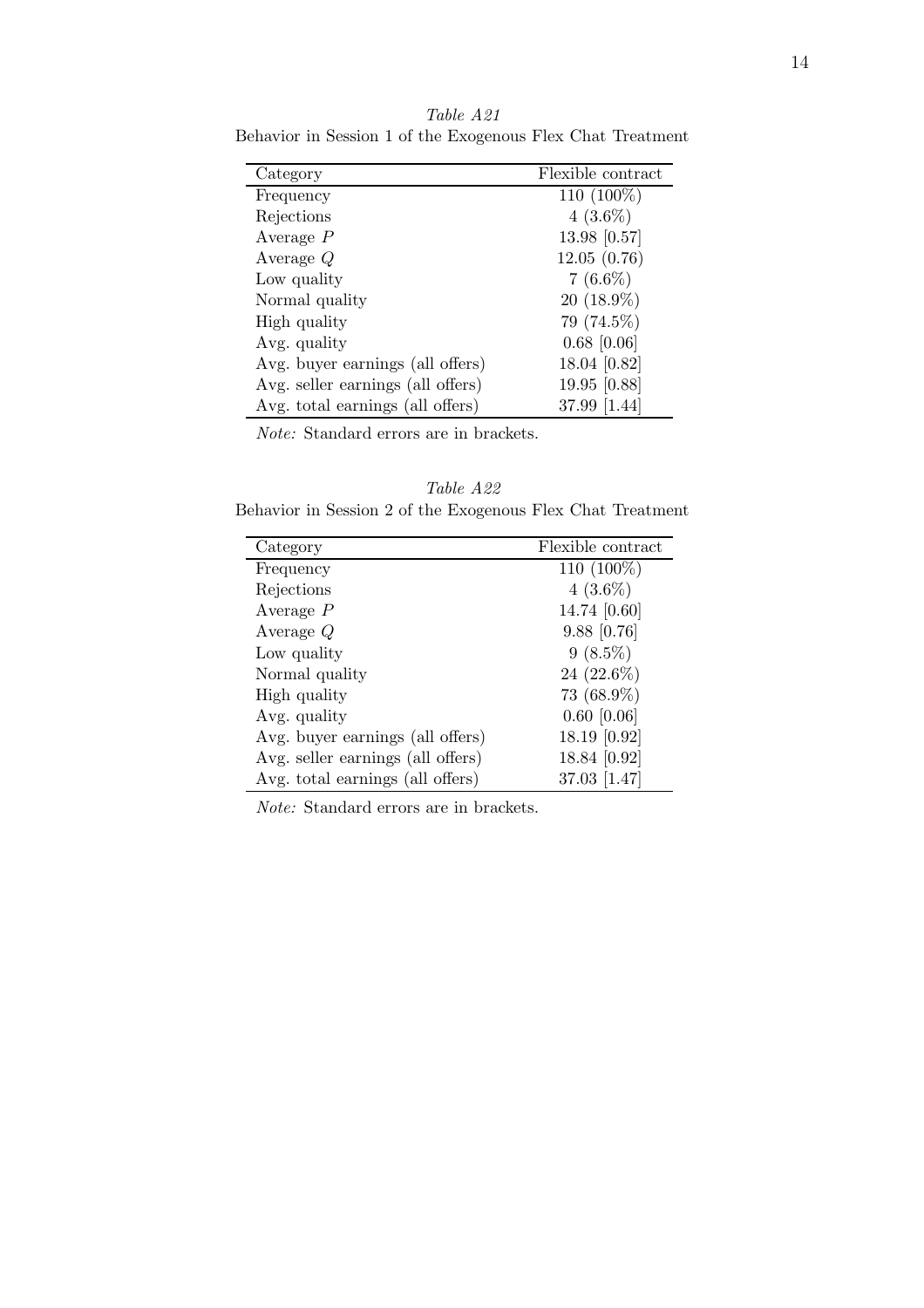*Table A21*

Behavior in Session 1 of the Exogenous Flex Chat Treatment

| Category | Flexible contract |
|---|---|
| Frequency | 110 (100%) |
| Rejections | 4 (3.6%) |
| Average $P$ | 13.98 [0.57] |
| Average $Q$ | 12.05 (0.76) |
| Low quality | 7 (6.6%) |
| Normal quality | 20 (18.9%) |
| High quality | 79 (74.5%) |
| Avg. quality | 0.68 [0.06] |
| Avg. buyer earnings (all offers) | 18.04 [0.82] |
| Avg. seller earnings (all offers) | 19.95 [0.88] |
| Avg. total earnings (all offers) | 37.99 [1.44] |

*Note:* Standard errors are in brackets.

*Table A22*

Behavior in Session 2 of the Exogenous Flex Chat Treatment

| Category | Flexible contract |
|---|---|
| Frequency | 110 (100%) |
| Rejections | 4 (3.6%) |
| Average $P$ | 14.74 [0.60] |
| Average $Q$ | 9.88 [0.76] |
| Low quality | 9 (8.5%) |
| Normal quality | 24 (22.6%) |
| High quality | 73 (68.9%) |
| Avg. quality | 0.60 [0.06] |
| Avg. buyer earnings (all offers) | 18.19 [0.92] |
| Avg. seller earnings (all offers) | 18.84 [0.92] |
| Avg. total earnings (all offers) | 37.03 [1.47] |

*Note:* Standard errors are in brackets.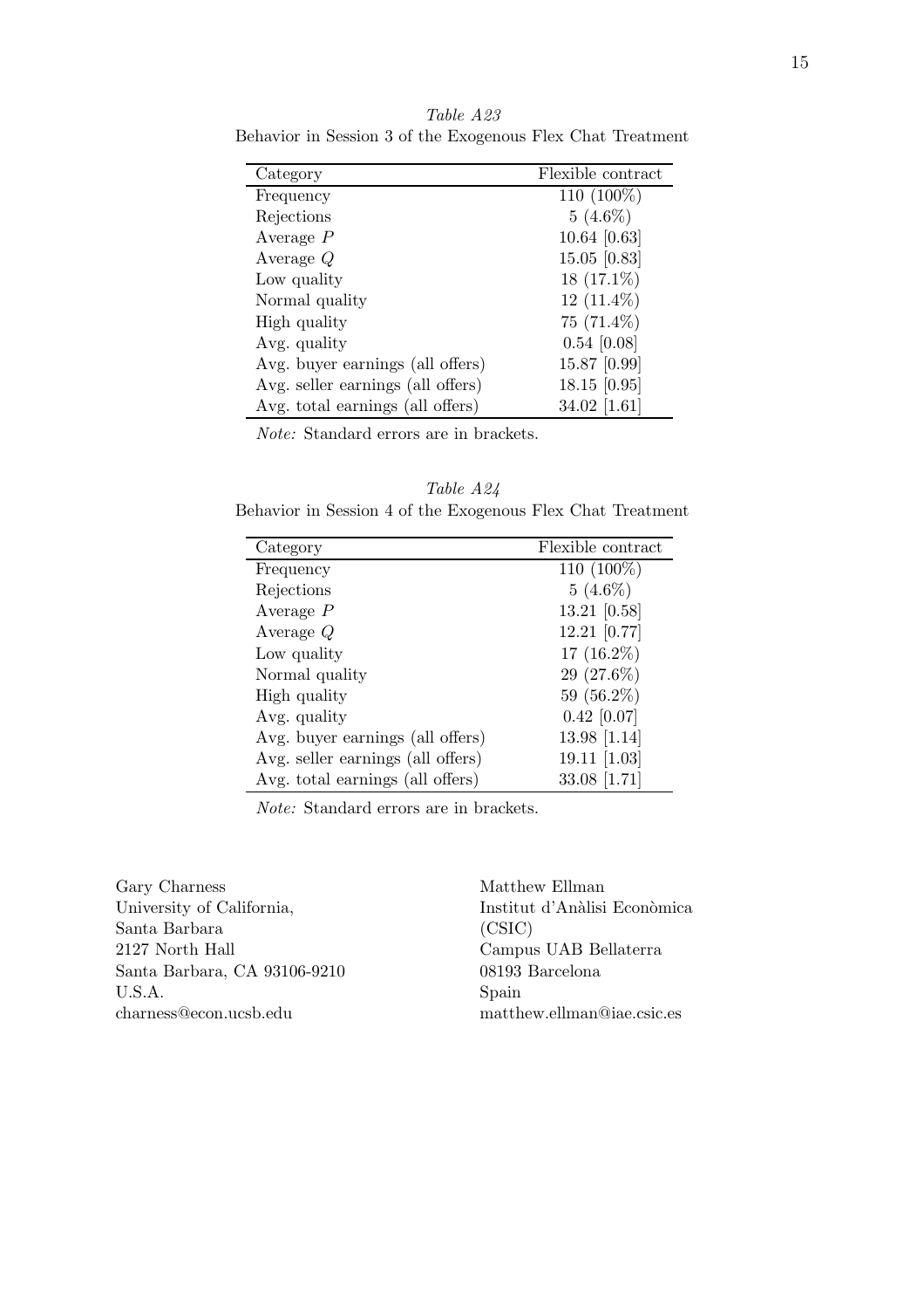*Table A23*

Behavior in Session 3 of the Exogenous Flex Chat Treatment

| Category | Flexible contract |
|---|---|
| Frequency | 110 (100%) |
| Rejections | 5 (4.6%) |
| Average $P$ | 10.64 [0.63] |
| Average $Q$ | 15.05 [0.83] |
| Low quality | 18 (17.1%) |
| Normal quality | 12 (11.4%) |
| High quality | 75 (71.4%) |
| Avg. quality | 0.54 [0.08] |
| Avg. buyer earnings (all offers) | 15.87 [0.99] |
| Avg. seller earnings (all offers) | 18.15 [0.95] |
| Avg. total earnings (all offers) | 34.02 [1.61] |

*Note:* Standard errors are in brackets.

*Table A24*

Behavior in Session 4 of the Exogenous Flex Chat Treatment

| Category | Flexible contract |
|---|---|
| Frequency | 110 (100%) |
| Rejections | 5 (4.6%) |
| Average $P$ | 13.21 [0.58] |
| Average $Q$ | 12.21 [0.77] |
| Low quality | 17 (16.2%) |
| Normal quality | 29 (27.6%) |
| High quality | 59 (56.2%) |
| Avg. quality | 0.42 [0.07] |
| Avg. buyer earnings (all offers) | 13.98 [1.14] |
| Avg. seller earnings (all offers) | 19.11 [1.03] |
| Avg. total earnings (all offers) | 33.08 [1.71] |

*Note:* Standard errors are in brackets.

Gary Charness
University of California,
Santa Barbara
2127 North Hall
Santa Barbara, CA 93106-9210
U.S.A.
charness@econ.ucsb.edu

Matthew Ellman
Institut d'Anàlisi Econòmica
(CSIC)
Campus UAB Bellaterra
08193 Barcelona
Spain
matthew.ellman@iae.csic.es